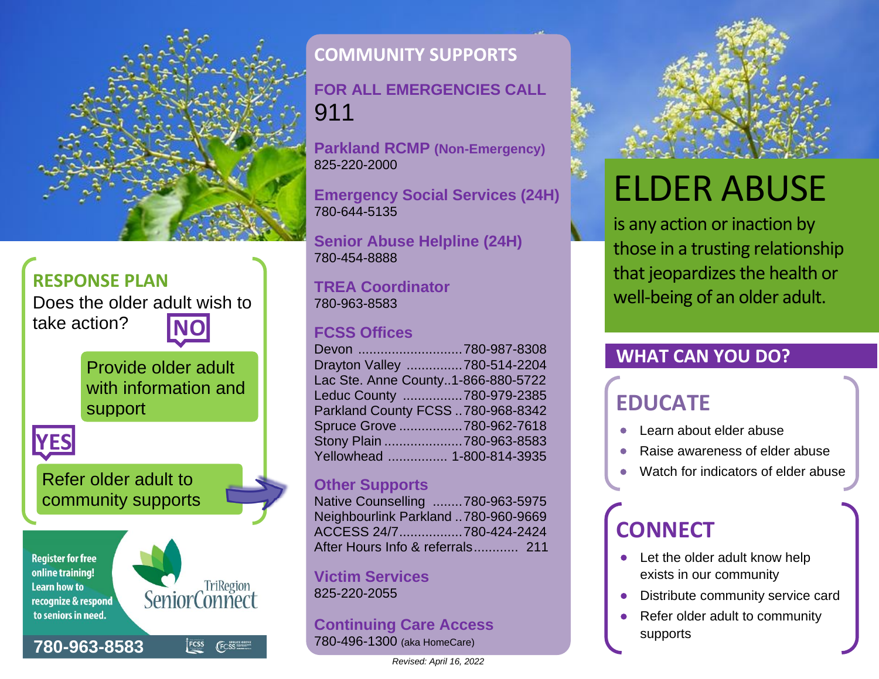# ELDER ABUSE

is any action or inaction by those in a trusting relationship that jeopardizes the health or well-being of an older adult.

## RESPONSE PLAN

Does the older adult wish to take action?

**NO**

Provide older adult with information and support

**YES**

Refer older adult to community supports

Register for free online training! Learn how to recognize & respond to seniors in need.

TriRegion SeniorConnect

780-963-8583

## COMMUNITY SUPPORTS

### FOR ALL EMERGENCIES CALL

911

**Parkland RCMP (Non-Emergency)**
825-220-2000

**Emergency Social Services (24H)**
780-644-5135

**Senior Abuse Helpline (24H)**
780-454-8888

**TREA Coordinator**
780-963-8583

**FCSS Offices**

| Office | Phone |
|---|---|
| Devon | 780-987-8308 |
| Drayton Valley | 780-514-2204 |
| Lac Ste. Anne County | 1-866-880-5722 |
| Leduc County | 780-979-2385 |
| Parkland County FCSS | 780-968-8342 |
| Spruce Grove | 780-962-7618 |
| Stony Plain | 780-963-8583 |
| Yellowhead | 1-800-814-3935 |

**Other Supports**

| Support | Phone |
|---|---|
| Native Counselling | 780-963-5975 |
| Neighbourlink Parkland | 780-960-9669 |
| ACCESS 24/7 | 780-424-2424 |
| After Hours Info & referrals | 211 |

**Victim Services**
825-220-2055

**Continuing Care Access**
780-496-1300 (aka HomeCare)

*Revised: April 16, 2022*

## WHAT CAN YOU DO?

### EDUCATE

- Learn about elder abuse
- Raise awareness of elder abuse
- Watch for indicators of elder abuse

### CONNECT

- Let the older adult know help exists in our community
- Distribute community service card
- Refer older adult to community supports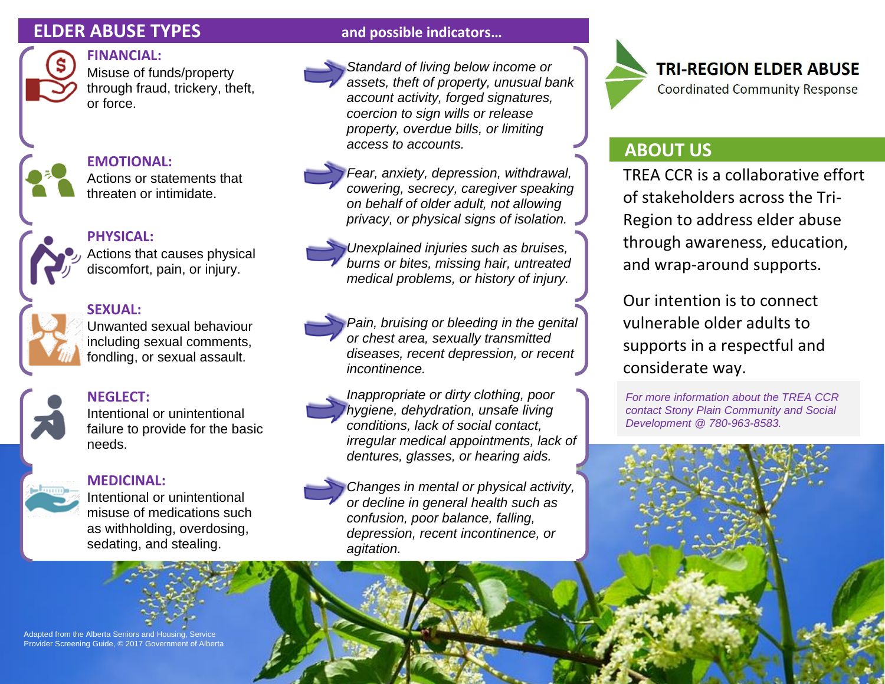## ELDER ABUSE TYPES and possible indicators…

### FINANCIAL:
Misuse of funds/property through fraud, trickery, theft, or force.

*Standard of living below income or assets, theft of property, unusual bank account activity, forged signatures, coercion to sign wills or release property, overdue bills, or limiting access to accounts.*

### EMOTIONAL:
Actions or statements that threaten or intimidate.

*Fear, anxiety, depression, withdrawal, cowering, secrecy, caregiver speaking on behalf of older adult, not allowing privacy, or physical signs of isolation.*

### PHYSICAL:
Actions that causes physical discomfort, pain, or injury.

*Unexplained injuries such as bruises, burns or bites, missing hair, untreated medical problems, or history of injury.*

### SEXUAL:
Unwanted sexual behaviour including sexual comments, fondling, or sexual assault.

*Pain, bruising or bleeding in the genital or chest area, sexually transmitted diseases, recent depression, or recent incontinence.*

### NEGLECT:
Intentional or unintentional failure to provide for the basic needs.

*Inappropriate or dirty clothing, poor hygiene, dehydration, unsafe living conditions, lack of social contact, irregular medical appointments, lack of dentures, glasses, or hearing aids.*

### MEDICINAL:
Intentional or unintentional misuse of medications such as withholding, overdosing, sedating, and stealing.

*Changes in mental or physical activity, or decline in general health such as confusion, poor balance, falling, depression, recent incontinence, or agitation.*

Adapted from the Alberta Seniors and Housing, Service Provider Screening Guide, © 2017 Government of Alberta

**TRI-REGION ELDER ABUSE**
Coordinated Community Response

## ABOUT US

TREA CCR is a collaborative effort of stakeholders across the Tri-Region to address elder abuse through awareness, education, and wrap-around supports.

Our intention is to connect vulnerable older adults to supports in a respectful and considerate way.

*For more information about the TREA CCR contact Stony Plain Community and Social Development @ 780-963-8583.*